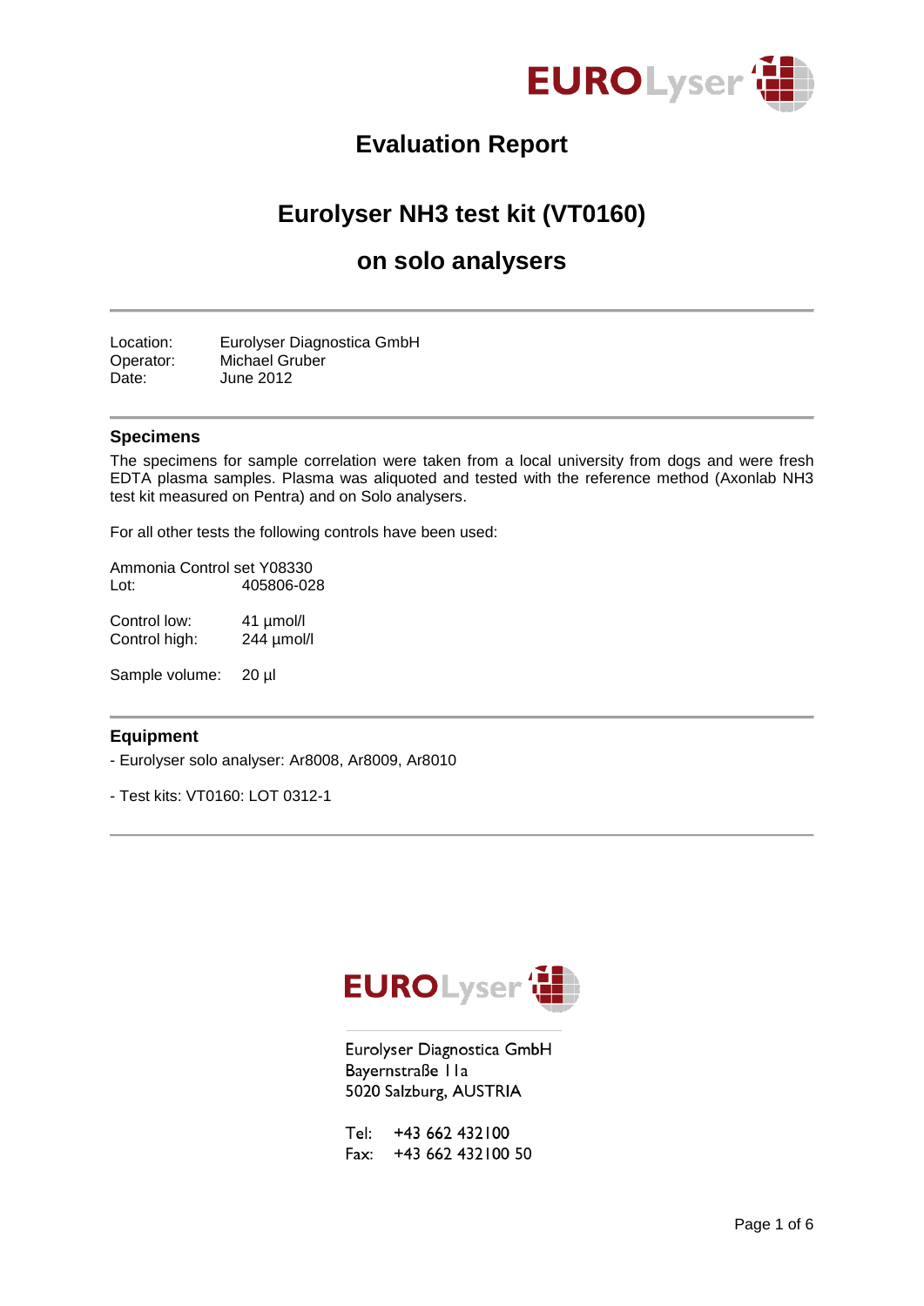# Evaluation Report

## Eurolyser NH3 test kit (VT0160)

## on solo analysers

Location: Eurolyser Diagnostica GmbH
Operator: Michael Gruber
Date: June 2012

### Specimens

The specimens for sample correlation were taken from a local university from dogs and were fresh EDTA plasma samples. Plasma was aliquoted and tested with the reference method (Axonlab NH3 test kit measured on Pentra) and on Solo analysers.

For all other tests the following controls have been used:

Ammonia Control set Y08330
Lot: 405806-028

Control low: 41 µmol/l
Control high: 244 µmol/l

Sample volume: 20 µl

### Equipment

- Eurolyser solo analyser: Ar8008, Ar8009, Ar8010

- Test kits: VT0160: LOT 0312-1

Eurolyser Diagnostica GmbH
Bayernstraße 11a
5020 Salzburg, AUSTRIA

Tel: +43 662 432100
Fax: +43 662 432100 50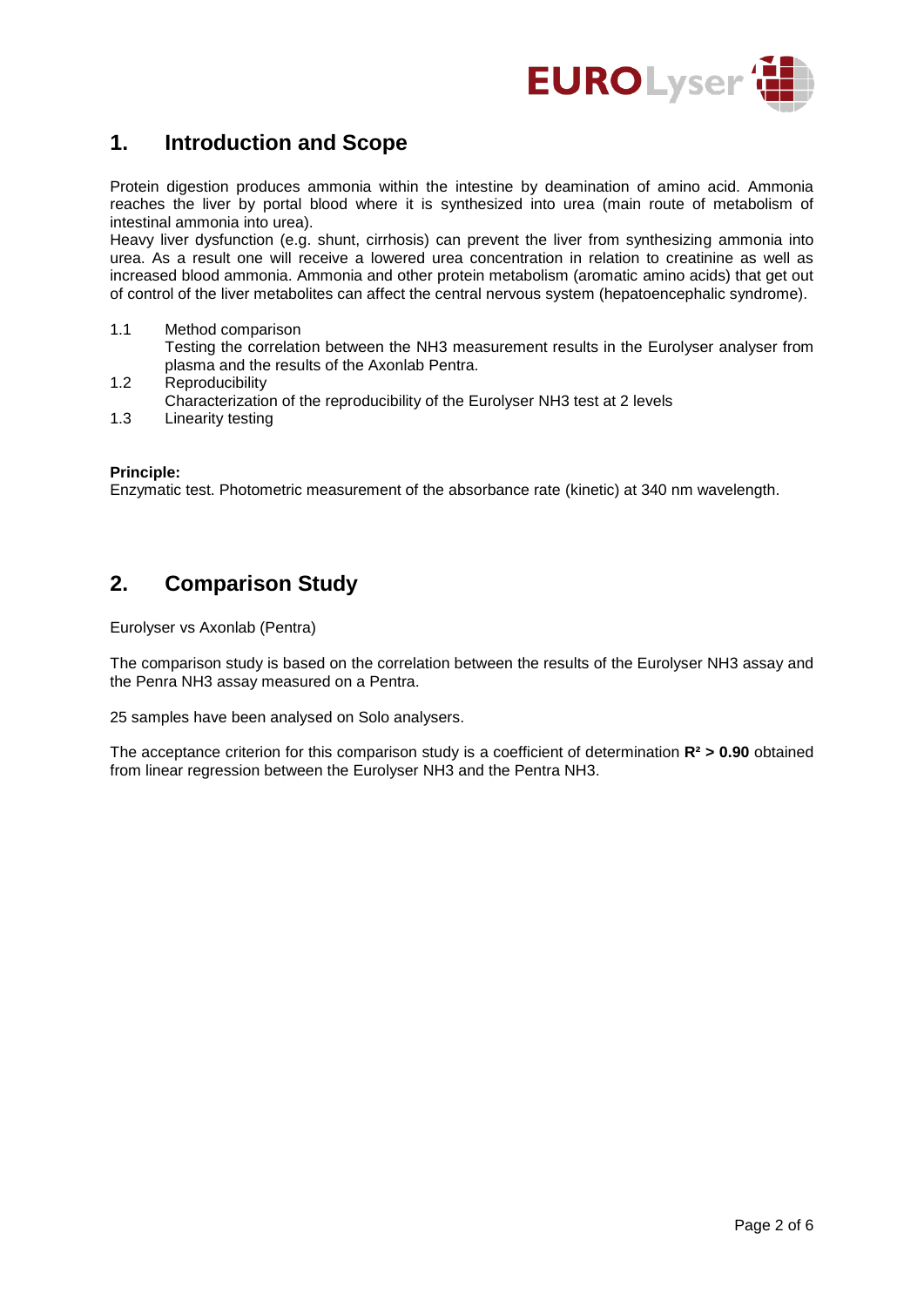## 1. Introduction and Scope

Protein digestion produces ammonia within the intestine by deamination of amino acid. Ammonia reaches the liver by portal blood where it is synthesized into urea (main route of metabolism of intestinal ammonia into urea).
Heavy liver dysfunction (e.g. shunt, cirrhosis) can prevent the liver from synthesizing ammonia into urea. As a result one will receive a lowered urea concentration in relation to creatinine as well as increased blood ammonia. Ammonia and other protein metabolism (aromatic amino acids) that get out of control of the liver metabolites can affect the central nervous system (hepatoencephalic syndrome).

1.1 Method comparison
Testing the correlation between the NH3 measurement results in the Eurolyser analyser from plasma and the results of the Axonlab Pentra.

1.2 Reproducibility
Characterization of the reproducibility of the Eurolyser NH3 test at 2 levels

1.3 Linearity testing

**Principle:**
Enzymatic test. Photometric measurement of the absorbance rate (kinetic) at 340 nm wavelength.

## 2. Comparison Study

Eurolyser vs Axonlab (Pentra)

The comparison study is based on the correlation between the results of the Eurolyser NH3 assay and the Penra NH3 assay measured on a Pentra.

25 samples have been analysed on Solo analysers.

The acceptance criterion for this comparison study is a coefficient of determination **$R^2 > 0.90$** obtained from linear regression between the Eurolyser NH3 and the Pentra NH3.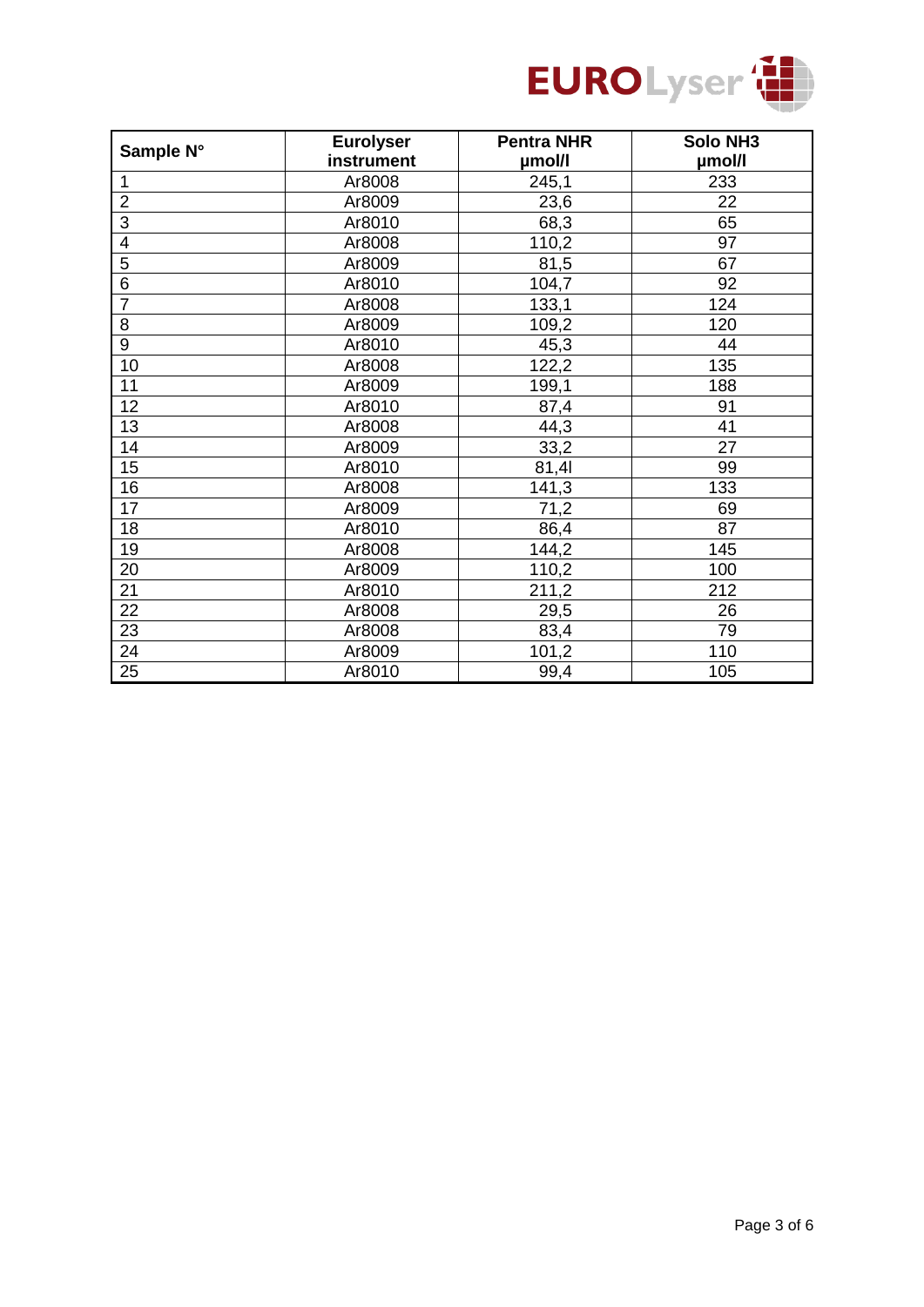| Sample N° | Eurolyser instrument | Pentra NHR µmol/l | Solo NH3 µmol/l |
|---|---|---|---|
| 1 | Ar8008 | 245,1 | 233 |
| 2 | Ar8009 | 23,6 | 22 |
| 3 | Ar8010 | 68,3 | 65 |
| 4 | Ar8008 | 110,2 | 97 |
| 5 | Ar8009 | 81,5 | 67 |
| 6 | Ar8010 | 104,7 | 92 |
| 7 | Ar8008 | 133,1 | 124 |
| 8 | Ar8009 | 109,2 | 120 |
| 9 | Ar8010 | 45,3 | 44 |
| 10 | Ar8008 | 122,2 | 135 |
| 11 | Ar8009 | 199,1 | 188 |
| 12 | Ar8010 | 87,4 | 91 |
| 13 | Ar8008 | 44,3 | 41 |
| 14 | Ar8009 | 33,2 | 27 |
| 15 | Ar8010 | 81,4l | 99 |
| 16 | Ar8008 | 141,3 | 133 |
| 17 | Ar8009 | 71,2 | 69 |
| 18 | Ar8010 | 86,4 | 87 |
| 19 | Ar8008 | 144,2 | 145 |
| 20 | Ar8009 | 110,2 | 100 |
| 21 | Ar8010 | 211,2 | 212 |
| 22 | Ar8008 | 29,5 | 26 |
| 23 | Ar8008 | 83,4 | 79 |
| 24 | Ar8009 | 101,2 | 110 |
| 25 | Ar8010 | 99,4 | 105 |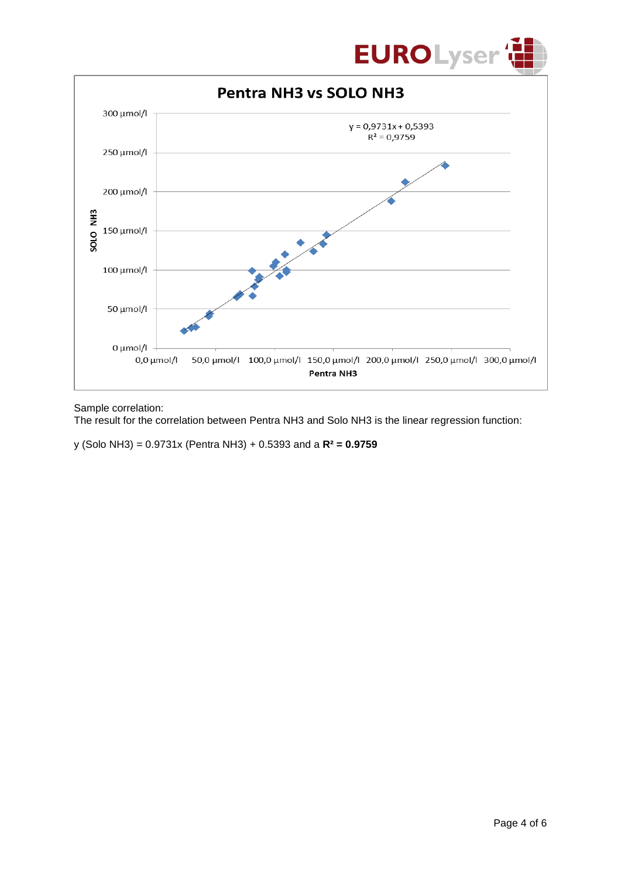Sample correlation:

The result for the correlation between Pentra NH3 and Solo NH3 is the linear regression function:

y (Solo NH3) = 0.9731x (Pentra NH3) + 0.5393 and a $\mathbf{R^2 = 0.9759}$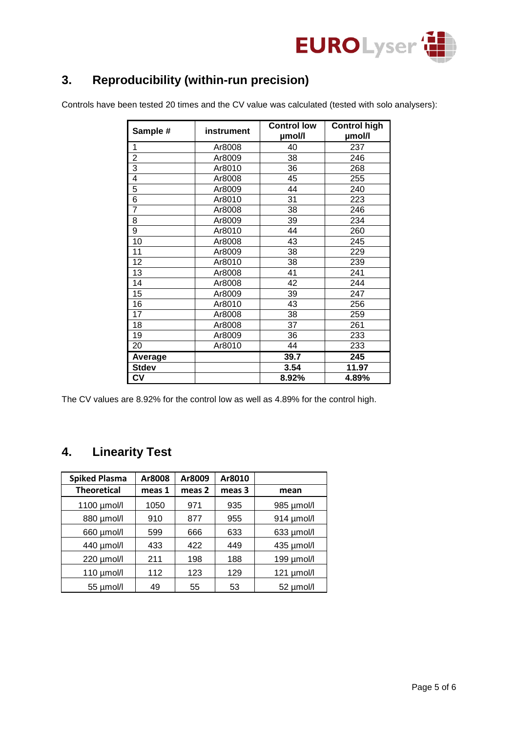## 3. Reproducibility (within-run precision)

Controls have been tested 20 times and the CV value was calculated (tested with solo analysers):

| Sample # | instrument | Control low µmol/l | Control high µmol/l |
|---|---|---|---|
| 1 | Ar8008 | 40 | 237 |
| 2 | Ar8009 | 38 | 246 |
| 3 | Ar8010 | 36 | 268 |
| 4 | Ar8008 | 45 | 255 |
| 5 | Ar8009 | 44 | 240 |
| 6 | Ar8010 | 31 | 223 |
| 7 | Ar8008 | 38 | 246 |
| 8 | Ar8009 | 39 | 234 |
| 9 | Ar8010 | 44 | 260 |
| 10 | Ar8008 | 43 | 245 |
| 11 | Ar8009 | 38 | 229 |
| 12 | Ar8010 | 38 | 239 |
| 13 | Ar8008 | 41 | 241 |
| 14 | Ar8008 | 42 | 244 |
| 15 | Ar8009 | 39 | 247 |
| 16 | Ar8010 | 43 | 256 |
| 17 | Ar8008 | 38 | 259 |
| 18 | Ar8008 | 37 | 261 |
| 19 | Ar8009 | 36 | 233 |
| 20 | Ar8010 | 44 | 233 |
| **Average** | | **39.7** | **245** |
| **Stdev** | | **3.54** | **11.97** |
| **CV** | | **8.92%** | **4.89%** |

The CV values are 8.92% for the control low as well as 4.89% for the control high.

## 4. Linearity Test

| Spiked Plasma | Ar8008 | Ar8009 | Ar8010 | |
|---|---|---|---|---|
| **Theoretical** | **meas 1** | **meas 2** | **meas 3** | **mean** |
| 1100 µmol/l | 1050 | 971 | 935 | 985 µmol/l |
| 880 µmol/l | 910 | 877 | 955 | 914 µmol/l |
| 660 µmol/l | 599 | 666 | 633 | 633 µmol/l |
| 440 µmol/l | 433 | 422 | 449 | 435 µmol/l |
| 220 µmol/l | 211 | 198 | 188 | 199 µmol/l |
| 110 µmol/l | 112 | 123 | 129 | 121 µmol/l |
| 55 µmol/l | 49 | 55 | 53 | 52 µmol/l |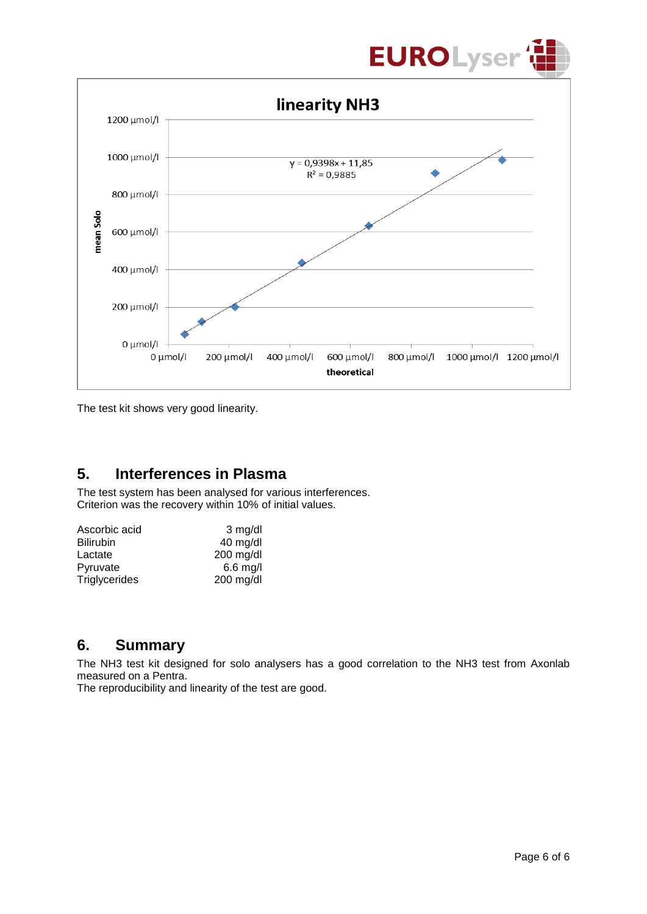linearity NH3

y = 0,9398x + 11,85

$R^2$ = 0,9885

1200 µmol/l
1000 µmol/l
800 µmol/l
600 µmol/l
400 µmol/l
200 µmol/l
0 µmol/l

mean Solo

0 µmol/l 200 µmol/l 400 µmol/l 600 µmol/l 800 µmol/l 1000 µmol/l 1200 µmol/l

theoretical

The test kit shows very good linearity.

## 5. Interferences in Plasma

The test system has been analysed for various interferences.
Criterion was the recovery within 10% of initial values.

| | |
|---|---|
| Ascorbic acid | 3 mg/dl |
| Bilirubin | 40 mg/dl |
| Lactate | 200 mg/dl |
| Pyruvate | 6.6 mg/l |
| Triglycerides | 200 mg/dl |

## 6. Summary

The NH3 test kit designed for solo analysers has a good correlation to the NH3 test from Axonlab measured on a Pentra.
The reproducibility and linearity of the test are good.